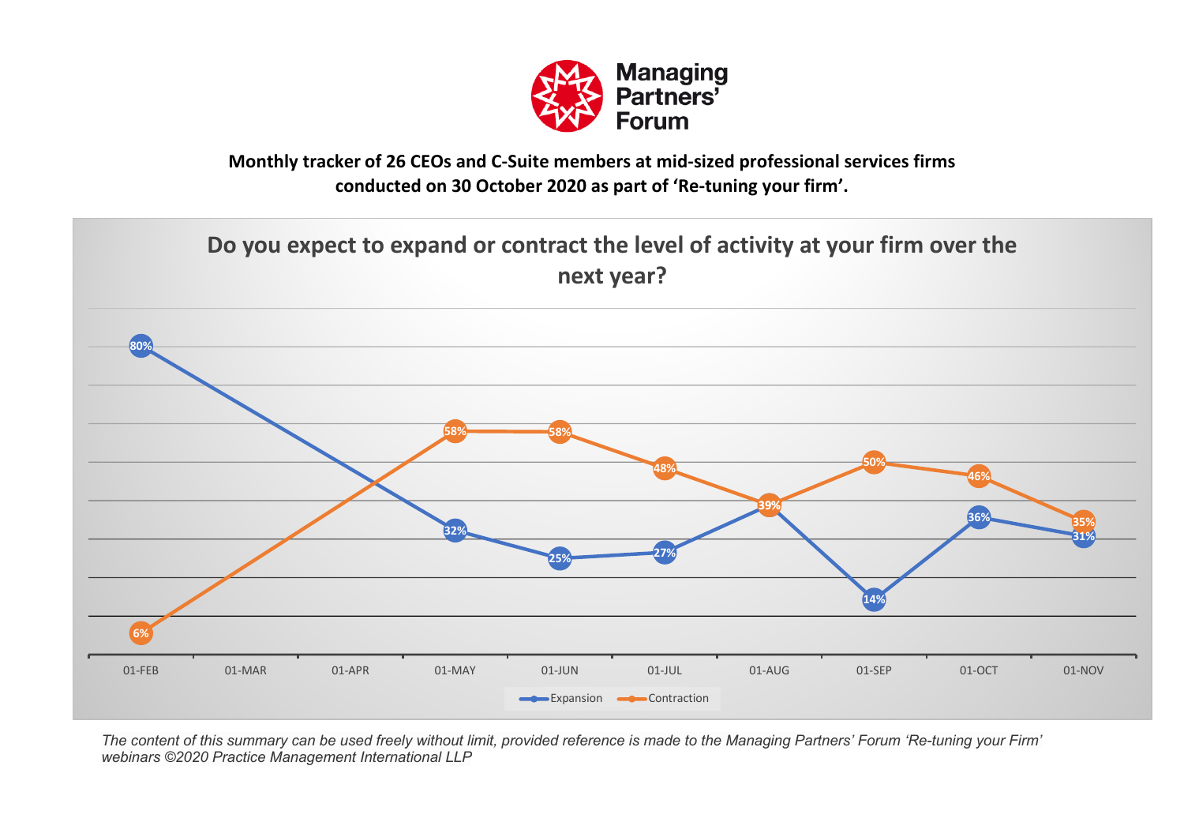**Managing Partners' Forum**

**Monthly tracker of 26 CEOs and C-Suite members at mid-sized professional services firms conducted on 30 October 2020 as part of 'Re-tuning your firm'.**

## Do you expect to expand or contract the level of activity at your firm over the next year?

| Date | Expansion | Contraction |
|---|---|---|
| 01-FEB | 80% | 6% |
| 01-MAR | | |
| 01-APR | | |
| 01-MAY | 32% | 58% |
| 01-JUN | 25% | 58% |
| 01-JUL | 27% | 48% |
| 01-AUG | 39% | 39% |
| 01-SEP | 14% | 50% |
| 01-OCT | 36% | 46% |
| 01-NOV | 31% | 35% |

*The content of this summary can be used freely without limit, provided reference is made to the Managing Partners' Forum 'Re-tuning your Firm' webinars ©2020 Practice Management International LLP*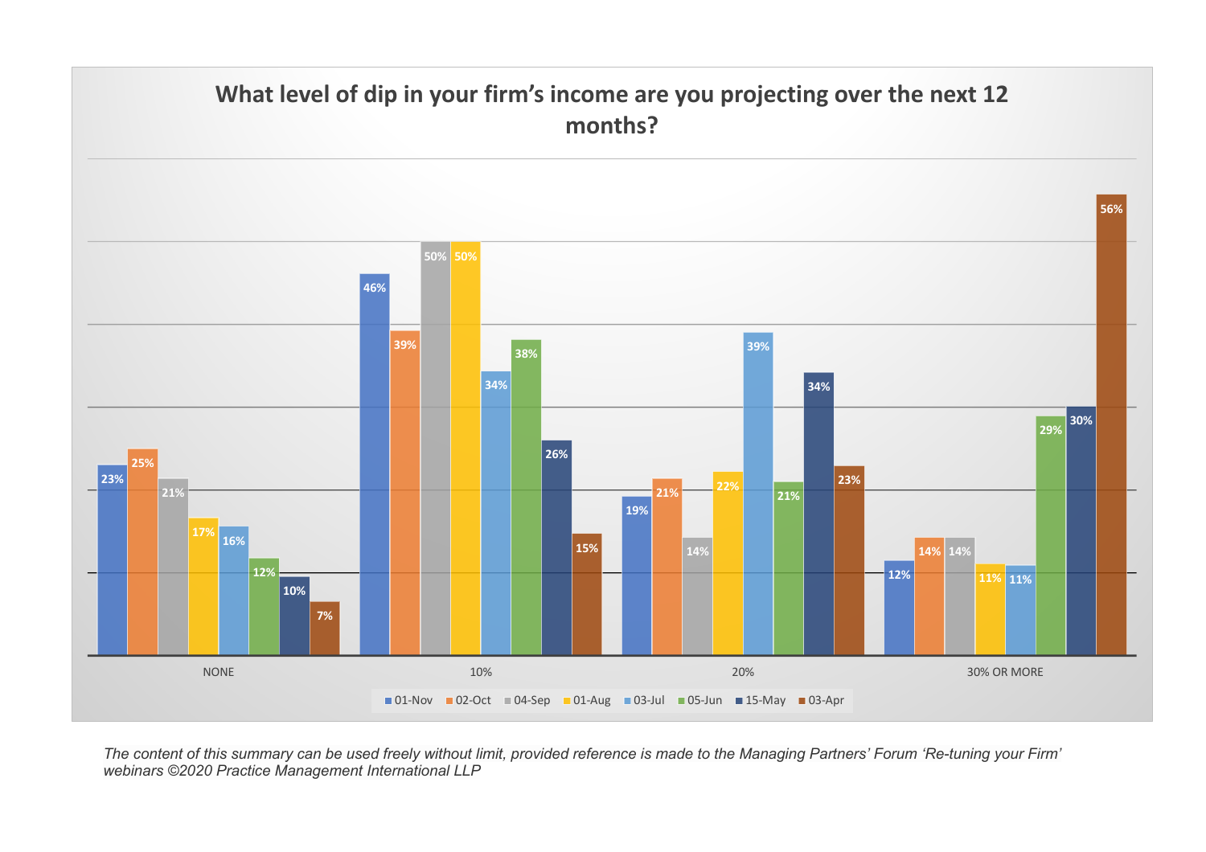## What level of dip in your firm's income are you projecting over the next 12 months?

| | 01-Nov | 02-Oct | 04-Sep | 01-Aug | 03-Jul | 05-Jun | 15-May | 03-Apr |
|---|---|---|---|---|---|---|---|---|
| NONE | 23% | 25% | 21% | 17% | 16% | 12% | 10% | 7% |
| 10% | 46% | 39% | 50% | 50% | 34% | 38% | 26% | 15% |
| 20% | 19% | 21% | 14% | 22% | 39% | 21% | 34% | 23% |
| 30% OR MORE | 12% | 14% | 14% | 11% | 11% | 29% | 30% | 56% |

*The content of this summary can be used freely without limit, provided reference is made to the Managing Partners' Forum 'Re-tuning your Firm' webinars ©2020 Practice Management International LLP*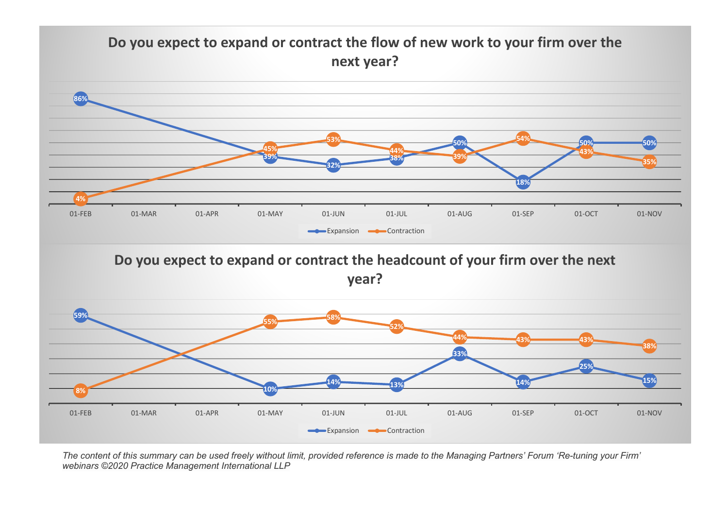## Do you expect to expand or contract the flow of new work to your firm over the next year?

| | 01-FEB | 01-MAR | 01-APR | 01-MAY | 01-JUN | 01-JUL | 01-AUG | 01-SEP | 01-OCT | 01-NOV |
|---|---|---|---|---|---|---|---|---|---|---|
| Expansion | 86% | | | 39% | 32% | 38% | 50% | 18% | 50% | 50% |
| Contraction | 4% | | | 45% | 53% | 44% | 39% | 54% | 43% | 35% |

## Do you expect to expand or contract the headcount of your firm over the next year?

| | 01-FEB | 01-MAR | 01-APR | 01-MAY | 01-JUN | 01-JUL | 01-AUG | 01-SEP | 01-OCT | 01-NOV |
|---|---|---|---|---|---|---|---|---|---|---|
| Expansion | 59% | | | 10% | 14% | 13% | 33% | 14% | 25% | 15% |
| Contraction | 8% | | | 55% | 58% | 52% | 44% | 43% | 43% | 38% |

*The content of this summary can be used freely without limit, provided reference is made to the Managing Partners' Forum 'Re-tuning your Firm' webinars ©2020 Practice Management International LLP*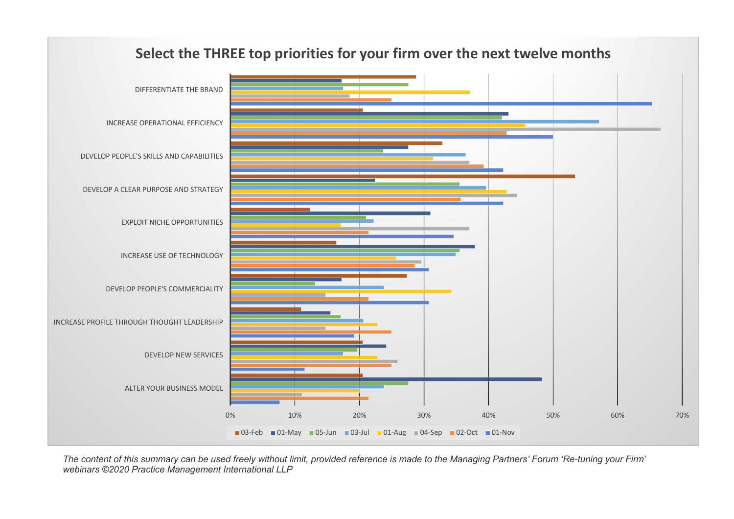## Select the THREE top priorities for your firm over the next twelve months

DIFFERENTIATE THE BRAND

INCREASE OPERATIONAL EFFICIENCY

DEVELOP PEOPLE'S SKILLS AND CAPABILITIES

DEVELOP A CLEAR PURPOSE AND STRATEGY

EXPLOIT NICHE OPPORTUNITIES

INCREASE USE OF TECHNOLOGY

DEVELOP PEOPLE'S COMMERCIALITY

INCREASE PROFILE THROUGH THOUGHT LEADERSHIP

DEVELOP NEW SERVICES

ALTER YOUR BUSINESS MODEL

0% 10% 20% 30% 40% 50% 60% 70%

03-Feb 01-May 05-Jun 03-Jul 01-Aug 04-Sep 02-Oct 01-Nov

*The content of this summary can be used freely without limit, provided reference is made to the Managing Partners' Forum 'Re-tuning your Firm' webinars ©2020 Practice Management International LLP*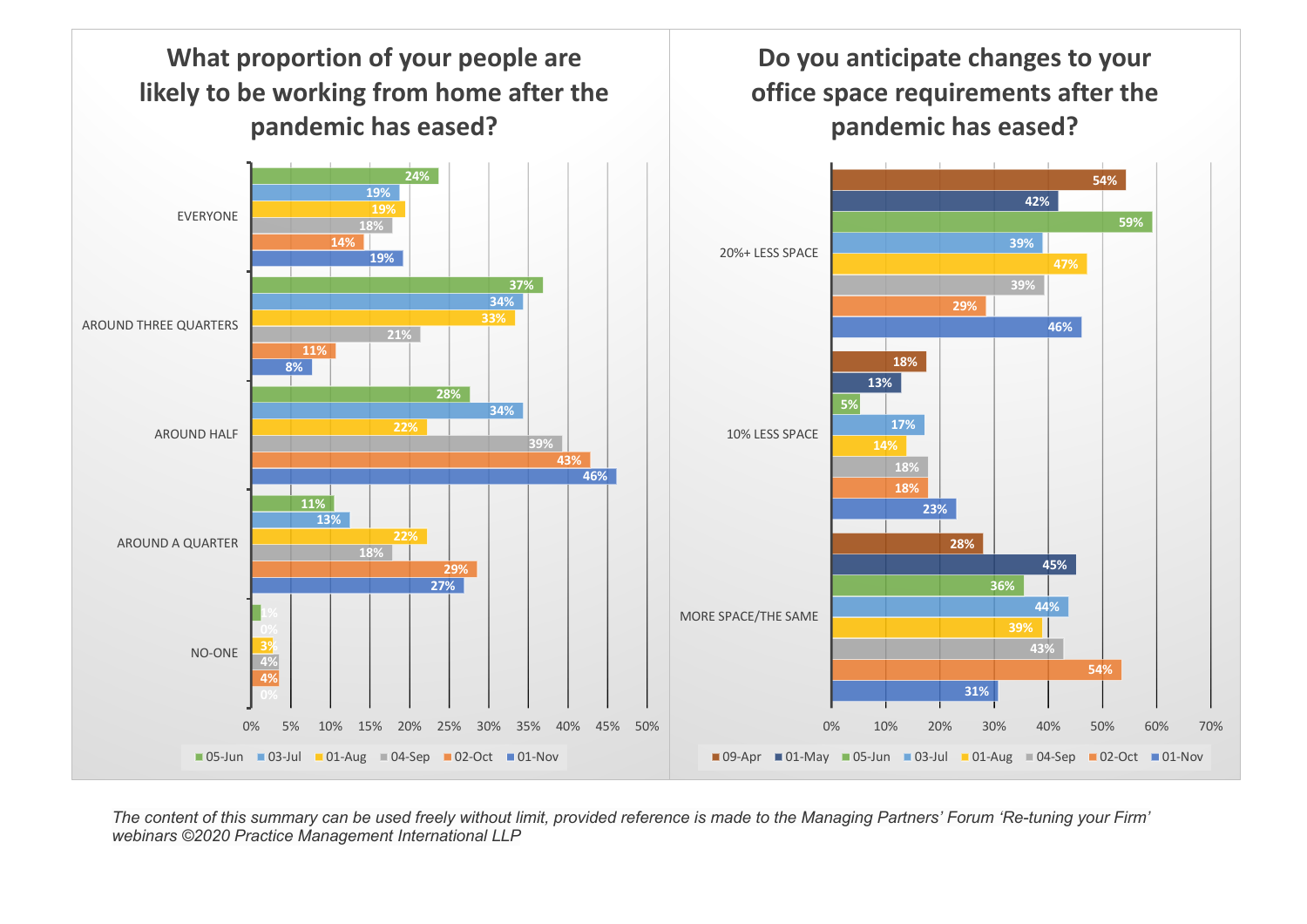## What proportion of your people are likely to be working from home after the pandemic has eased?

| | 05-Jun | 03-Jul | 01-Aug | 04-Sep | 02-Oct | 01-Nov |
|---|---|---|---|---|---|---|
| EVERYONE | 24% | 19% | 19% | 18% | 14% | 19% |
| AROUND THREE QUARTERS | 37% | 34% | 33% | 21% | 11% | 8% |
| AROUND HALF | 28% | 34% | 22% | 39% | 43% | 46% |
| AROUND A QUARTER | 11% | 13% | 22% | 18% | 29% | 27% |
| NO-ONE | 1% | 0% | 3% | 4% | 4% | 0% |

## Do you anticipate changes to your office space requirements after the pandemic has eased?

| | 09-Apr | 01-May | 05-Jun | 03-Jul | 01-Aug | 04-Sep | 02-Oct | 01-Nov |
|---|---|---|---|---|---|---|---|---|
| 20%+ LESS SPACE | 54% | 42% | 59% | 39% | 47% | 39% | 29% | 46% |
| 10% LESS SPACE | 18% | 13% | 5% | 17% | 14% | 18% | 18% | 23% |
| MORE SPACE/THE SAME | 28% | 45% | 36% | 44% | 39% | 43% | 54% | 31% |

*The content of this summary can be used freely without limit, provided reference is made to the Managing Partners' Forum 'Re-tuning your Firm' webinars ©2020 Practice Management International LLP*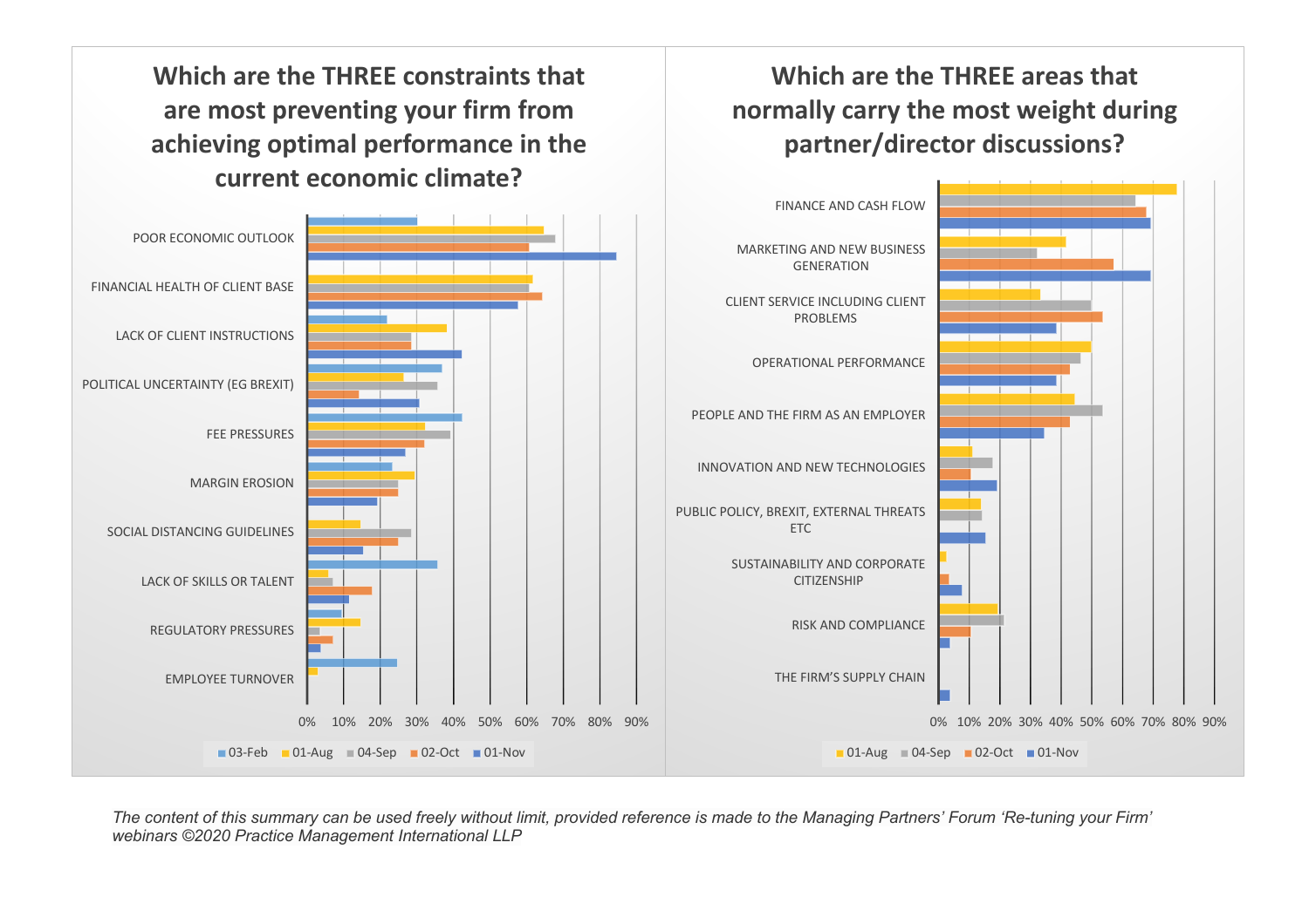## Which are the THREE constraints that are most preventing your firm from achieving optimal performance in the current economic climate?

- POOR ECONOMIC OUTLOOK
- FINANCIAL HEALTH OF CLIENT BASE
- LACK OF CLIENT INSTRUCTIONS
- POLITICAL UNCERTAINTY (EG BREXIT)
- FEE PRESSURES
- MARGIN EROSION
- SOCIAL DISTANCING GUIDELINES
- LACK OF SKILLS OR TALENT
- REGULATORY PRESSURES
- EMPLOYEE TURNOVER

0% 10% 20% 30% 40% 50% 60% 70% 80% 90%

03-Feb | 01-Aug | 04-Sep | 02-Oct | 01-Nov

## Which are the THREE areas that normally carry the most weight during partner/director discussions?

- FINANCE AND CASH FLOW
- MARKETING AND NEW BUSINESS GENERATION
- CLIENT SERVICE INCLUDING CLIENT PROBLEMS
- OPERATIONAL PERFORMANCE
- PEOPLE AND THE FIRM AS AN EMPLOYER
- INNOVATION AND NEW TECHNOLOGIES
- PUBLIC POLICY, BREXIT, EXTERNAL THREATS ETC
- SUSTAINABILITY AND CORPORATE CITIZENSHIP
- RISK AND COMPLIANCE
- THE FIRM'S SUPPLY CHAIN

0% 10% 20% 30% 40% 50% 60% 70% 80% 90%

01-Aug | 04-Sep | 02-Oct | 01-Nov

*The content of this summary can be used freely without limit, provided reference is made to the Managing Partners' Forum 'Re-tuning your Firm' webinars ©2020 Practice Management International LLP*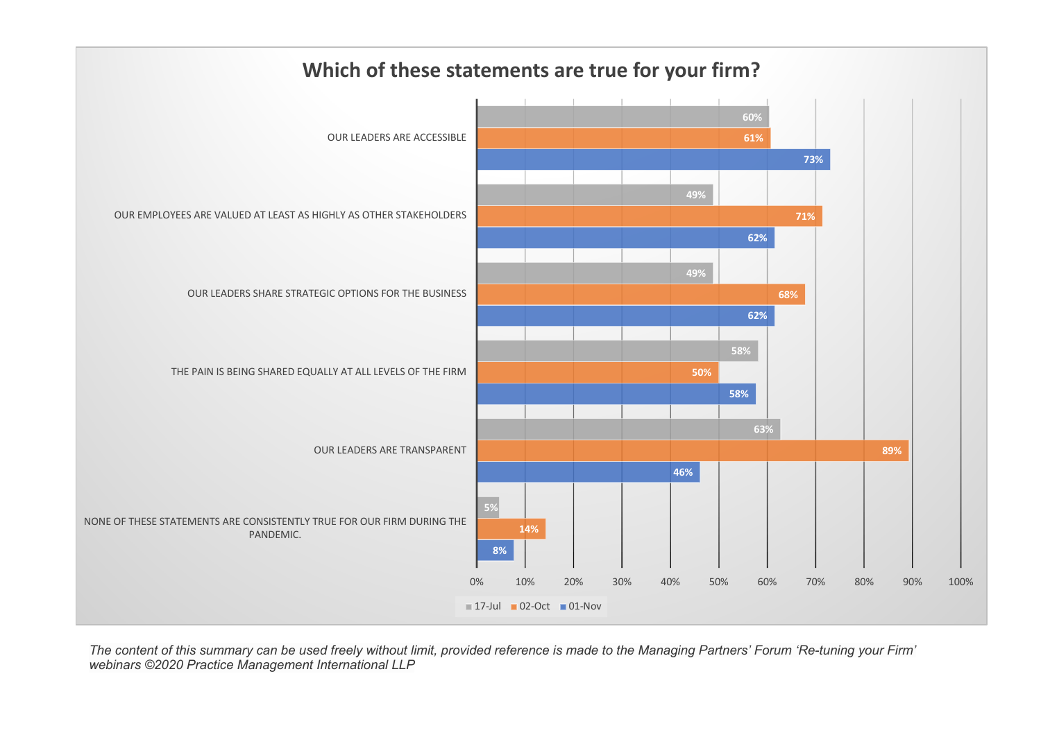## Which of these statements are true for your firm?

OUR LEADERS ARE ACCESSIBLE
60%
61%
73%

OUR EMPLOYEES ARE VALUED AT LEAST AS HIGHLY AS OTHER STAKEHOLDERS
49%
71%
62%

OUR LEADERS SHARE STRATEGIC OPTIONS FOR THE BUSINESS
49%
68%
62%

THE PAIN IS BEING SHARED EQUALLY AT ALL LEVELS OF THE FIRM
58%
50%
58%

OUR LEADERS ARE TRANSPARENT
63%
89%
46%

NONE OF THESE STATEMENTS ARE CONSISTENTLY TRUE FOR OUR FIRM DURING THE PANDEMIC.
5%
14%
8%

0% 10% 20% 30% 40% 50% 60% 70% 80% 90% 100%

17-Jul 02-Oct 01-Nov

*The content of this summary can be used freely without limit, provided reference is made to the Managing Partners' Forum 'Re-tuning your Firm' webinars ©2020 Practice Management International LLP*